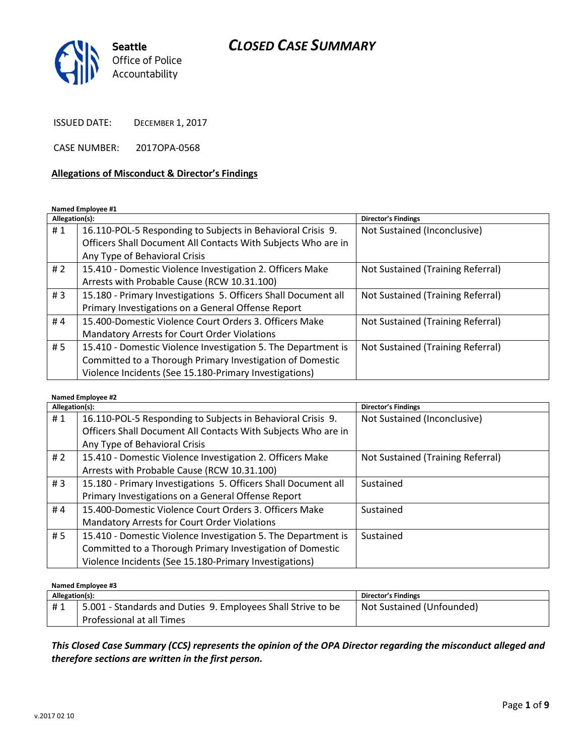Seattle Office of Police Accountability

# CLOSED CASE SUMMARY

ISSUED DATE: DECEMBER 1, 2017

CASE NUMBER: 2017OPA-0568

## Allegations of Misconduct & Director's Findings

**Named Employee #1**

| Allegation(s): | | Director's Findings |
|---|---|---|
| # 1 | 16.110-POL-5 Responding to Subjects in Behavioral Crisis 9. Officers Shall Document All Contacts With Subjects Who are in Any Type of Behavioral Crisis | Not Sustained (Inconclusive) |
| # 2 | 15.410 - Domestic Violence Investigation 2. Officers Make Arrests with Probable Cause (RCW 10.31.100) | Not Sustained (Training Referral) |
| # 3 | 15.180 - Primary Investigations 5. Officers Shall Document all Primary Investigations on a General Offense Report | Not Sustained (Training Referral) |
| # 4 | 15.400-Domestic Violence Court Orders 3. Officers Make Mandatory Arrests for Court Order Violations | Not Sustained (Training Referral) |
| # 5 | 15.410 - Domestic Violence Investigation 5. The Department is Committed to a Thorough Primary Investigation of Domestic Violence Incidents (See 15.180-Primary Investigations) | Not Sustained (Training Referral) |

**Named Employee #2**

| Allegation(s): | | Director's Findings |
|---|---|---|
| # 1 | 16.110-POL-5 Responding to Subjects in Behavioral Crisis 9. Officers Shall Document All Contacts With Subjects Who are in Any Type of Behavioral Crisis | Not Sustained (Inconclusive) |
| # 2 | 15.410 - Domestic Violence Investigation 2. Officers Make Arrests with Probable Cause (RCW 10.31.100) | Not Sustained (Training Referral) |
| # 3 | 15.180 - Primary Investigations 5. Officers Shall Document all Primary Investigations on a General Offense Report | Sustained |
| # 4 | 15.400-Domestic Violence Court Orders 3. Officers Make Mandatory Arrests for Court Order Violations | Sustained |
| # 5 | 15.410 - Domestic Violence Investigation 5. The Department is Committed to a Thorough Primary Investigation of Domestic Violence Incidents (See 15.180-Primary Investigations) | Sustained |

**Named Employee #3**

| Allegation(s): | | Director's Findings |
|---|---|---|
| # 1 | 5.001 - Standards and Duties 9. Employees Shall Strive to be Professional at all Times | Not Sustained (Unfounded) |

***This Closed Case Summary (CCS) represents the opinion of the OPA Director regarding the misconduct alleged and therefore sections are written in the first person.***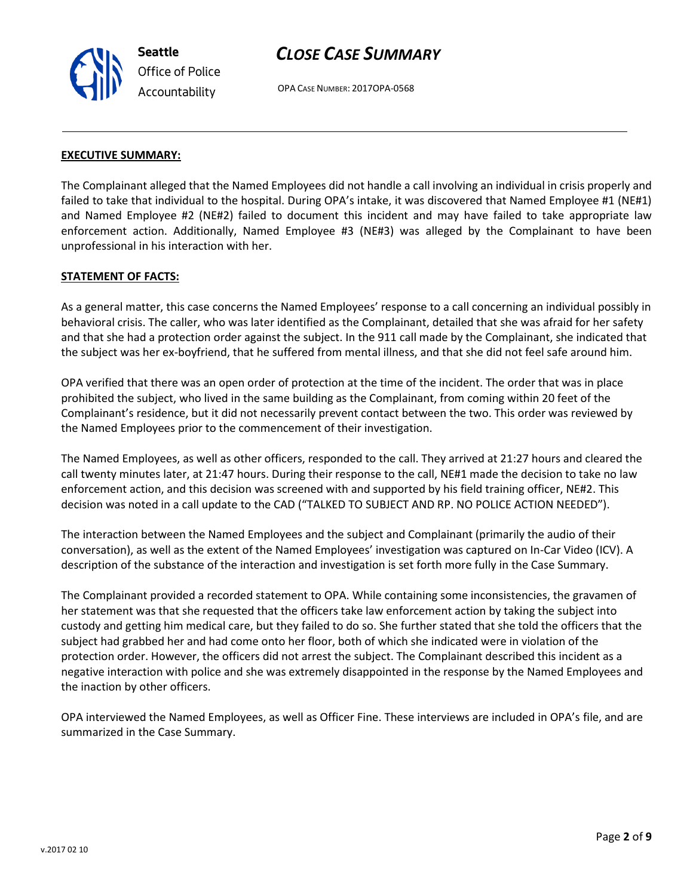## EXECUTIVE SUMMARY:

The Complainant alleged that the Named Employees did not handle a call involving an individual in crisis properly and failed to take that individual to the hospital. During OPA's intake, it was discovered that Named Employee #1 (NE#1) and Named Employee #2 (NE#2) failed to document this incident and may have failed to take appropriate law enforcement action. Additionally, Named Employee #3 (NE#3) was alleged by the Complainant to have been unprofessional in his interaction with her.

## STATEMENT OF FACTS:

As a general matter, this case concerns the Named Employees' response to a call concerning an individual possibly in behavioral crisis. The caller, who was later identified as the Complainant, detailed that she was afraid for her safety and that she had a protection order against the subject. In the 911 call made by the Complainant, she indicated that the subject was her ex-boyfriend, that he suffered from mental illness, and that she did not feel safe around him.

OPA verified that there was an open order of protection at the time of the incident. The order that was in place prohibited the subject, who lived in the same building as the Complainant, from coming within 20 feet of the Complainant's residence, but it did not necessarily prevent contact between the two. This order was reviewed by the Named Employees prior to the commencement of their investigation.

The Named Employees, as well as other officers, responded to the call. They arrived at 21:27 hours and cleared the call twenty minutes later, at 21:47 hours. During their response to the call, NE#1 made the decision to take no law enforcement action, and this decision was screened with and supported by his field training officer, NE#2. This decision was noted in a call update to the CAD ("TALKED TO SUBJECT AND RP. NO POLICE ACTION NEEDED").

The interaction between the Named Employees and the subject and Complainant (primarily the audio of their conversation), as well as the extent of the Named Employees' investigation was captured on In-Car Video (ICV). A description of the substance of the interaction and investigation is set forth more fully in the Case Summary.

The Complainant provided a recorded statement to OPA. While containing some inconsistencies, the gravamen of her statement was that she requested that the officers take law enforcement action by taking the subject into custody and getting him medical care, but they failed to do so. She further stated that she told the officers that the subject had grabbed her and had come onto her floor, both of which she indicated were in violation of the protection order. However, the officers did not arrest the subject. The Complainant described this incident as a negative interaction with police and she was extremely disappointed in the response by the Named Employees and the inaction by other officers.

OPA interviewed the Named Employees, as well as Officer Fine. These interviews are included in OPA's file, and are summarized in the Case Summary.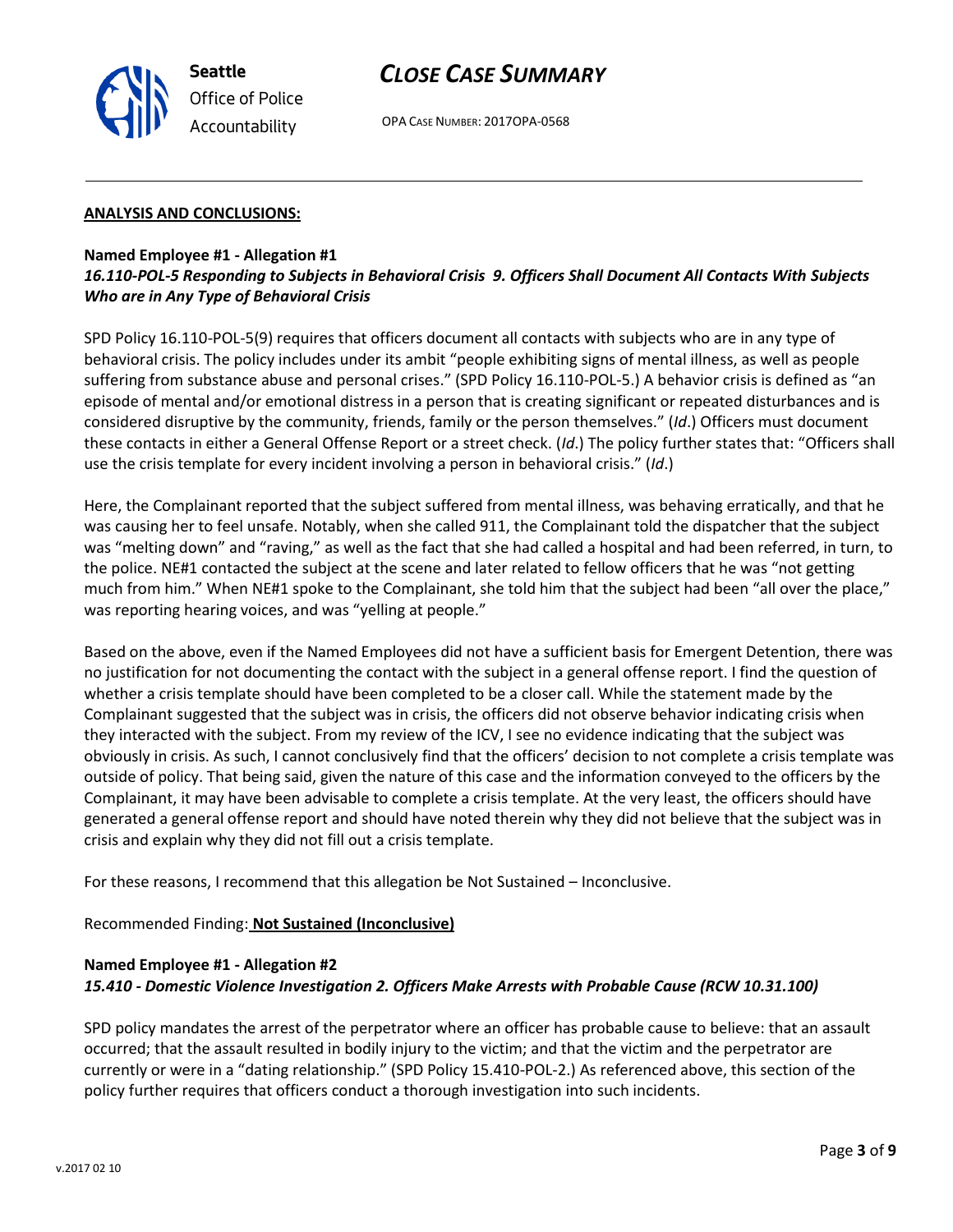## ANALYSIS AND CONCLUSIONS:

**Named Employee #1 - Allegation #1**
***16.110-POL-5 Responding to Subjects in Behavioral Crisis 9. Officers Shall Document All Contacts With Subjects Who are in Any Type of Behavioral Crisis***

SPD Policy 16.110-POL-5(9) requires that officers document all contacts with subjects who are in any type of behavioral crisis. The policy includes under its ambit "people exhibiting signs of mental illness, as well as people suffering from substance abuse and personal crises." (SPD Policy 16.110-POL-5.) A behavior crisis is defined as "an episode of mental and/or emotional distress in a person that is creating significant or repeated disturbances and is considered disruptive by the community, friends, family or the person themselves." (*Id*.) Officers must document these contacts in either a General Offense Report or a street check. (*Id*.) The policy further states that: "Officers shall use the crisis template for every incident involving a person in behavioral crisis." (*Id*.)

Here, the Complainant reported that the subject suffered from mental illness, was behaving erratically, and that he was causing her to feel unsafe. Notably, when she called 911, the Complainant told the dispatcher that the subject was "melting down" and "raving," as well as the fact that she had called a hospital and had been referred, in turn, to the police. NE#1 contacted the subject at the scene and later related to fellow officers that he was "not getting much from him." When NE#1 spoke to the Complainant, she told him that the subject had been "all over the place," was reporting hearing voices, and was "yelling at people."

Based on the above, even if the Named Employees did not have a sufficient basis for Emergent Detention, there was no justification for not documenting the contact with the subject in a general offense report. I find the question of whether a crisis template should have been completed to be a closer call. While the statement made by the Complainant suggested that the subject was in crisis, the officers did not observe behavior indicating crisis when they interacted with the subject. From my review of the ICV, I see no evidence indicating that the subject was obviously in crisis. As such, I cannot conclusively find that the officers' decision to not complete a crisis template was outside of policy. That being said, given the nature of this case and the information conveyed to the officers by the Complainant, it may have been advisable to complete a crisis template. At the very least, the officers should have generated a general offense report and should have noted therein why they did not believe that the subject was in crisis and explain why they did not fill out a crisis template.

For these reasons, I recommend that this allegation be Not Sustained – Inconclusive.

Recommended Finding: **Not Sustained (Inconclusive)**

**Named Employee #1 - Allegation #2**
***15.410 - Domestic Violence Investigation 2. Officers Make Arrests with Probable Cause (RCW 10.31.100)***

SPD policy mandates the arrest of the perpetrator where an officer has probable cause to believe: that an assault occurred; that the assault resulted in bodily injury to the victim; and that the victim and the perpetrator are currently or were in a "dating relationship." (SPD Policy 15.410-POL-2.) As referenced above, this section of the policy further requires that officers conduct a thorough investigation into such incidents.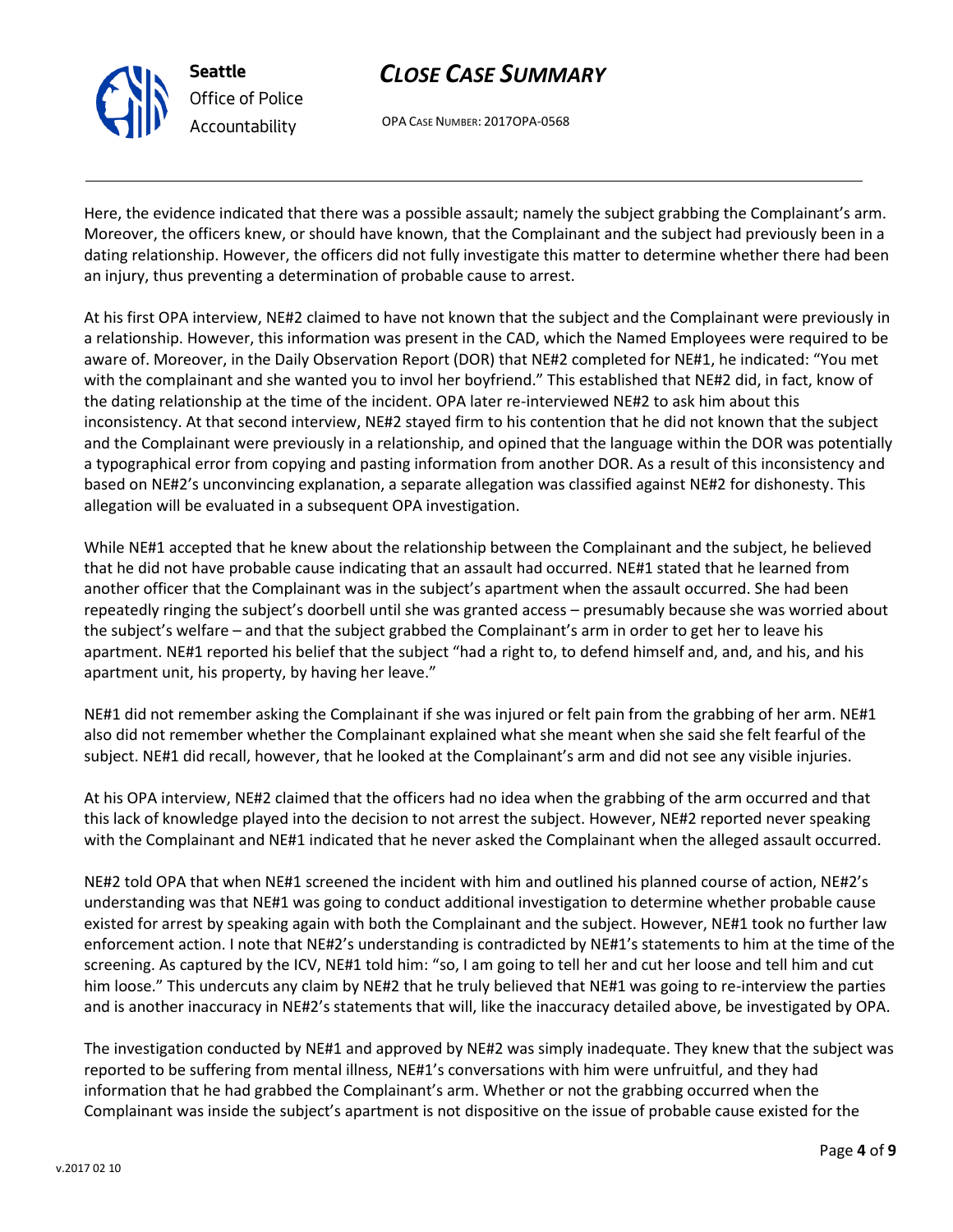Here, the evidence indicated that there was a possible assault; namely the subject grabbing the Complainant's arm. Moreover, the officers knew, or should have known, that the Complainant and the subject had previously been in a dating relationship. However, the officers did not fully investigate this matter to determine whether there had been an injury, thus preventing a determination of probable cause to arrest.

At his first OPA interview, NE#2 claimed to have not known that the subject and the Complainant were previously in a relationship. However, this information was present in the CAD, which the Named Employees were required to be aware of. Moreover, in the Daily Observation Report (DOR) that NE#2 completed for NE#1, he indicated: "You met with the complainant and she wanted you to invol her boyfriend." This established that NE#2 did, in fact, know of the dating relationship at the time of the incident. OPA later re-interviewed NE#2 to ask him about this inconsistency. At that second interview, NE#2 stayed firm to his contention that he did not known that the subject and the Complainant were previously in a relationship, and opined that the language within the DOR was potentially a typographical error from copying and pasting information from another DOR. As a result of this inconsistency and based on NE#2's unconvincing explanation, a separate allegation was classified against NE#2 for dishonesty. This allegation will be evaluated in a subsequent OPA investigation.

While NE#1 accepted that he knew about the relationship between the Complainant and the subject, he believed that he did not have probable cause indicating that an assault had occurred. NE#1 stated that he learned from another officer that the Complainant was in the subject's apartment when the assault occurred. She had been repeatedly ringing the subject's doorbell until she was granted access – presumably because she was worried about the subject's welfare – and that the subject grabbed the Complainant's arm in order to get her to leave his apartment. NE#1 reported his belief that the subject "had a right to, to defend himself and, and, and his, and his apartment unit, his property, by having her leave."

NE#1 did not remember asking the Complainant if she was injured or felt pain from the grabbing of her arm. NE#1 also did not remember whether the Complainant explained what she meant when she said she felt fearful of the subject. NE#1 did recall, however, that he looked at the Complainant's arm and did not see any visible injuries.

At his OPA interview, NE#2 claimed that the officers had no idea when the grabbing of the arm occurred and that this lack of knowledge played into the decision to not arrest the subject. However, NE#2 reported never speaking with the Complainant and NE#1 indicated that he never asked the Complainant when the alleged assault occurred.

NE#2 told OPA that when NE#1 screened the incident with him and outlined his planned course of action, NE#2's understanding was that NE#1 was going to conduct additional investigation to determine whether probable cause existed for arrest by speaking again with both the Complainant and the subject. However, NE#1 took no further law enforcement action. I note that NE#2's understanding is contradicted by NE#1's statements to him at the time of the screening. As captured by the ICV, NE#1 told him: "so, I am going to tell her and cut her loose and tell him and cut him loose." This undercuts any claim by NE#2 that he truly believed that NE#1 was going to re-interview the parties and is another inaccuracy in NE#2's statements that will, like the inaccuracy detailed above, be investigated by OPA.

The investigation conducted by NE#1 and approved by NE#2 was simply inadequate. They knew that the subject was reported to be suffering from mental illness, NE#1's conversations with him were unfruitful, and they had information that he had grabbed the Complainant's arm. Whether or not the grabbing occurred when the Complainant was inside the subject's apartment is not dispositive on the issue of probable cause existed for the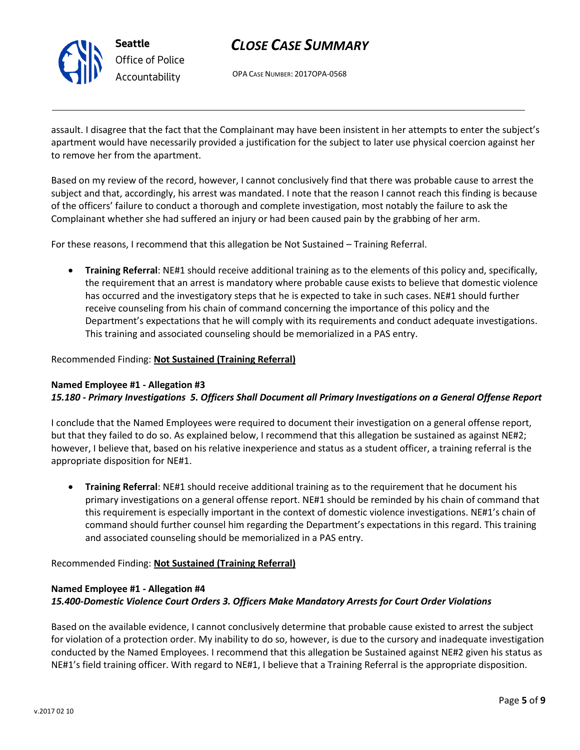assault. I disagree that the fact that the Complainant may have been insistent in her attempts to enter the subject's apartment would have necessarily provided a justification for the subject to later use physical coercion against her to remove her from the apartment.

Based on my review of the record, however, I cannot conclusively find that there was probable cause to arrest the subject and that, accordingly, his arrest was mandated. I note that the reason I cannot reach this finding is because of the officers' failure to conduct a thorough and complete investigation, most notably the failure to ask the Complainant whether she had suffered an injury or had been caused pain by the grabbing of her arm.

For these reasons, I recommend that this allegation be Not Sustained – Training Referral.

- **Training Referral**: NE#1 should receive additional training as to the elements of this policy and, specifically, the requirement that an arrest is mandatory where probable cause exists to believe that domestic violence has occurred and the investigatory steps that he is expected to take in such cases. NE#1 should further receive counseling from his chain of command concerning the importance of this policy and the Department's expectations that he will comply with its requirements and conduct adequate investigations. This training and associated counseling should be memorialized in a PAS entry.

Recommended Finding: **Not Sustained (Training Referral)**

**Named Employee #1 - Allegation #3**
***15.180 - Primary Investigations 5. Officers Shall Document all Primary Investigations on a General Offense Report***

I conclude that the Named Employees were required to document their investigation on a general offense report, but that they failed to do so. As explained below, I recommend that this allegation be sustained as against NE#2; however, I believe that, based on his relative inexperience and status as a student officer, a training referral is the appropriate disposition for NE#1.

- **Training Referral**: NE#1 should receive additional training as to the requirement that he document his primary investigations on a general offense report. NE#1 should be reminded by his chain of command that this requirement is especially important in the context of domestic violence investigations. NE#1's chain of command should further counsel him regarding the Department's expectations in this regard. This training and associated counseling should be memorialized in a PAS entry.

Recommended Finding: **Not Sustained (Training Referral)**

**Named Employee #1 - Allegation #4**
***15.400-Domestic Violence Court Orders 3. Officers Make Mandatory Arrests for Court Order Violations***

Based on the available evidence, I cannot conclusively determine that probable cause existed to arrest the subject for violation of a protection order. My inability to do so, however, is due to the cursory and inadequate investigation conducted by the Named Employees. I recommend that this allegation be Sustained against NE#2 given his status as NE#1's field training officer. With regard to NE#1, I believe that a Training Referral is the appropriate disposition.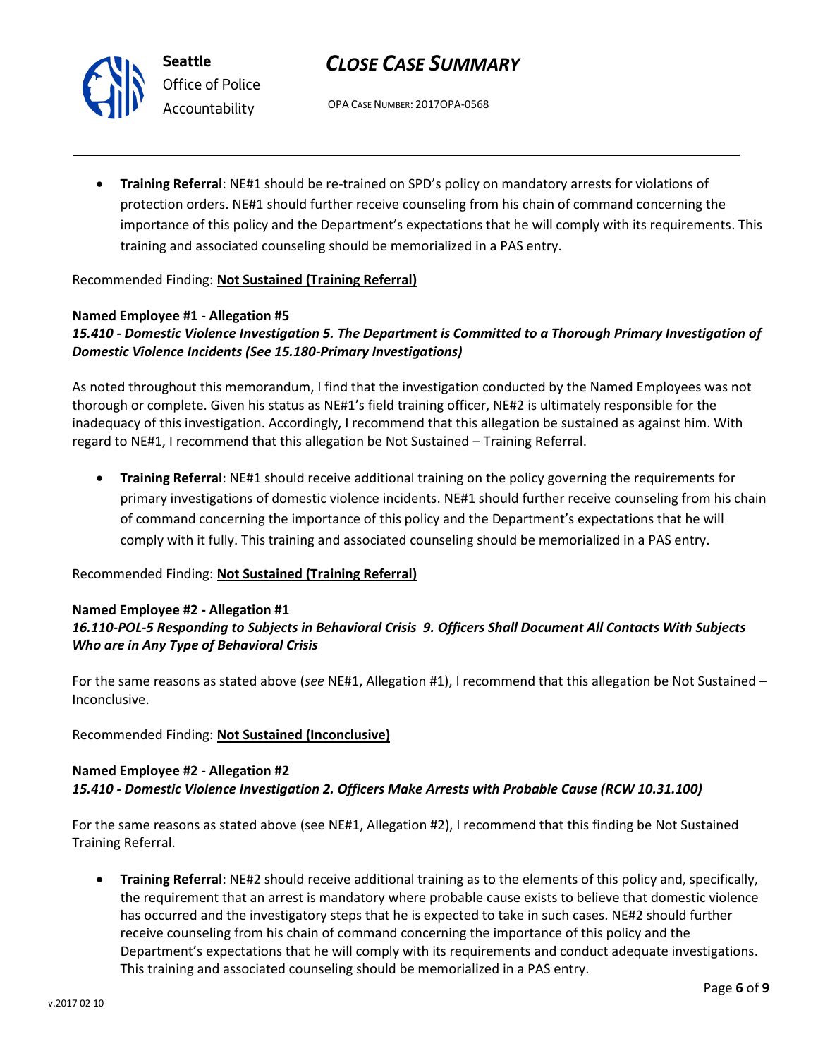- **Training Referral**: NE#1 should be re-trained on SPD's policy on mandatory arrests for violations of protection orders. NE#1 should further receive counseling from his chain of command concerning the importance of this policy and the Department's expectations that he will comply with its requirements. This training and associated counseling should be memorialized in a PAS entry.

Recommended Finding: **Not Sustained (Training Referral)**

**Named Employee #1 - Allegation #5**
***15.410 - Domestic Violence Investigation 5. The Department is Committed to a Thorough Primary Investigation of Domestic Violence Incidents (See 15.180-Primary Investigations)***

As noted throughout this memorandum, I find that the investigation conducted by the Named Employees was not thorough or complete. Given his status as NE#1's field training officer, NE#2 is ultimately responsible for the inadequacy of this investigation. Accordingly, I recommend that this allegation be sustained as against him. With regard to NE#1, I recommend that this allegation be Not Sustained – Training Referral.

- **Training Referral**: NE#1 should receive additional training on the policy governing the requirements for primary investigations of domestic violence incidents. NE#1 should further receive counseling from his chain of command concerning the importance of this policy and the Department's expectations that he will comply with it fully. This training and associated counseling should be memorialized in a PAS entry.

Recommended Finding: **Not Sustained (Training Referral)**

**Named Employee #2 - Allegation #1**
***16.110-POL-5 Responding to Subjects in Behavioral Crisis 9. Officers Shall Document All Contacts With Subjects Who are in Any Type of Behavioral Crisis***

For the same reasons as stated above (*see* NE#1, Allegation #1), I recommend that this allegation be Not Sustained – Inconclusive.

Recommended Finding: **Not Sustained (Inconclusive)**

**Named Employee #2 - Allegation #2**
***15.410 - Domestic Violence Investigation 2. Officers Make Arrests with Probable Cause (RCW 10.31.100)***

For the same reasons as stated above (see NE#1, Allegation #2), I recommend that this finding be Not Sustained Training Referral.

- **Training Referral**: NE#2 should receive additional training as to the elements of this policy and, specifically, the requirement that an arrest is mandatory where probable cause exists to believe that domestic violence has occurred and the investigatory steps that he is expected to take in such cases. NE#2 should further receive counseling from his chain of command concerning the importance of this policy and the Department's expectations that he will comply with its requirements and conduct adequate investigations. This training and associated counseling should be memorialized in a PAS entry.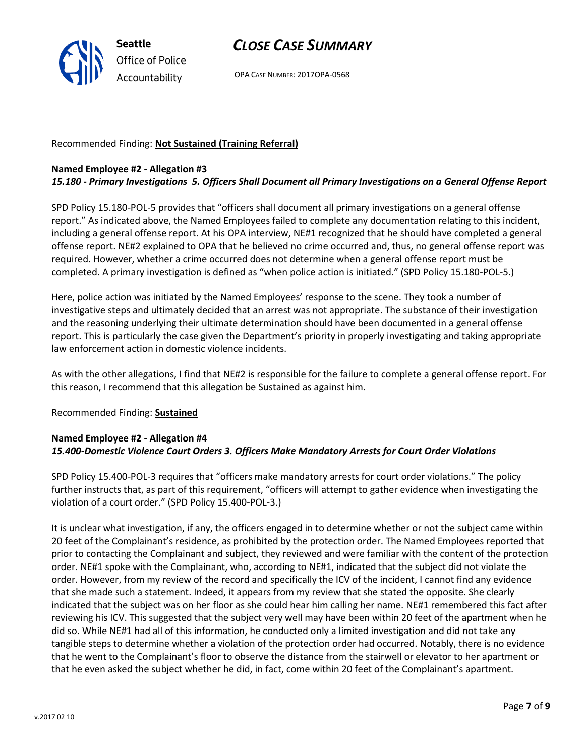Recommended Finding: **Not Sustained (Training Referral)**

**Named Employee #2 - Allegation #3**
***15.180 - Primary Investigations 5. Officers Shall Document all Primary Investigations on a General Offense Report***

SPD Policy 15.180-POL-5 provides that "officers shall document all primary investigations on a general offense report." As indicated above, the Named Employees failed to complete any documentation relating to this incident, including a general offense report. At his OPA interview, NE#1 recognized that he should have completed a general offense report. NE#2 explained to OPA that he believed no crime occurred and, thus, no general offense report was required. However, whether a crime occurred does not determine when a general offense report must be completed. A primary investigation is defined as "when police action is initiated." (SPD Policy 15.180-POL-5.)

Here, police action was initiated by the Named Employees' response to the scene. They took a number of investigative steps and ultimately decided that an arrest was not appropriate. The substance of their investigation and the reasoning underlying their ultimate determination should have been documented in a general offense report. This is particularly the case given the Department's priority in properly investigating and taking appropriate law enforcement action in domestic violence incidents.

As with the other allegations, I find that NE#2 is responsible for the failure to complete a general offense report. For this reason, I recommend that this allegation be Sustained as against him.

Recommended Finding: **Sustained**

**Named Employee #2 - Allegation #4**
***15.400-Domestic Violence Court Orders 3. Officers Make Mandatory Arrests for Court Order Violations***

SPD Policy 15.400-POL-3 requires that "officers make mandatory arrests for court order violations." The policy further instructs that, as part of this requirement, "officers will attempt to gather evidence when investigating the violation of a court order." (SPD Policy 15.400-POL-3.)

It is unclear what investigation, if any, the officers engaged in to determine whether or not the subject came within 20 feet of the Complainant's residence, as prohibited by the protection order. The Named Employees reported that prior to contacting the Complainant and subject, they reviewed and were familiar with the content of the protection order. NE#1 spoke with the Complainant, who, according to NE#1, indicated that the subject did not violate the order. However, from my review of the record and specifically the ICV of the incident, I cannot find any evidence that she made such a statement. Indeed, it appears from my review that she stated the opposite. She clearly indicated that the subject was on her floor as she could hear him calling her name. NE#1 remembered this fact after reviewing his ICV. This suggested that the subject very well may have been within 20 feet of the apartment when he did so. While NE#1 had all of this information, he conducted only a limited investigation and did not take any tangible steps to determine whether a violation of the protection order had occurred. Notably, there is no evidence that he went to the Complainant's floor to observe the distance from the stairwell or elevator to her apartment or that he even asked the subject whether he did, in fact, come within 20 feet of the Complainant's apartment.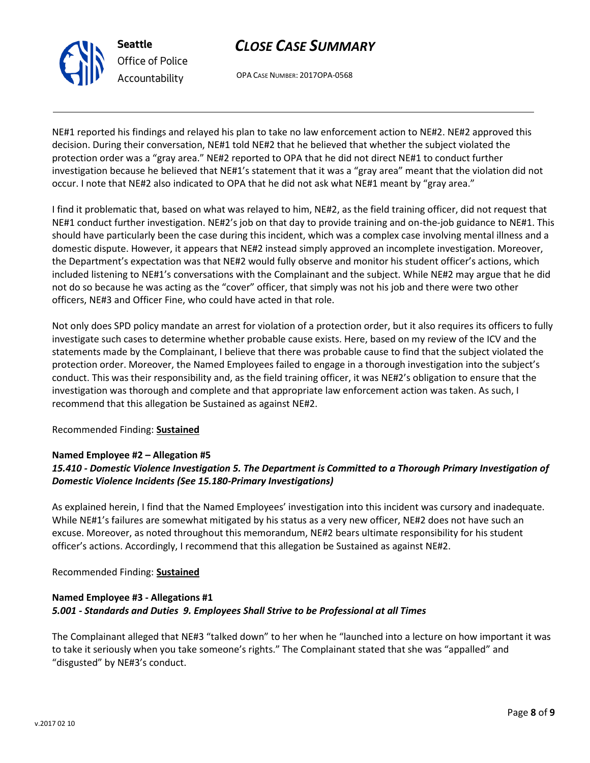NE#1 reported his findings and relayed his plan to take no law enforcement action to NE#2. NE#2 approved this decision. During their conversation, NE#1 told NE#2 that he believed that whether the subject violated the protection order was a "gray area." NE#2 reported to OPA that he did not direct NE#1 to conduct further investigation because he believed that NE#1's statement that it was a "gray area" meant that the violation did not occur. I note that NE#2 also indicated to OPA that he did not ask what NE#1 meant by "gray area."

I find it problematic that, based on what was relayed to him, NE#2, as the field training officer, did not request that NE#1 conduct further investigation. NE#2's job on that day to provide training and on-the-job guidance to NE#1. This should have particularly been the case during this incident, which was a complex case involving mental illness and a domestic dispute. However, it appears that NE#2 instead simply approved an incomplete investigation. Moreover, the Department's expectation was that NE#2 would fully observe and monitor his student officer's actions, which included listening to NE#1's conversations with the Complainant and the subject. While NE#2 may argue that he did not do so because he was acting as the "cover" officer, that simply was not his job and there were two other officers, NE#3 and Officer Fine, who could have acted in that role.

Not only does SPD policy mandate an arrest for violation of a protection order, but it also requires its officers to fully investigate such cases to determine whether probable cause exists. Here, based on my review of the ICV and the statements made by the Complainant, I believe that there was probable cause to find that the subject violated the protection order. Moreover, the Named Employees failed to engage in a thorough investigation into the subject's conduct. This was their responsibility and, as the field training officer, it was NE#2's obligation to ensure that the investigation was thorough and complete and that appropriate law enforcement action was taken. As such, I recommend that this allegation be Sustained as against NE#2.

Recommended Finding: **Sustained**

**Named Employee #2 – Allegation #5**
***15.410 - Domestic Violence Investigation 5. The Department is Committed to a Thorough Primary Investigation of Domestic Violence Incidents (See 15.180-Primary Investigations)***

As explained herein, I find that the Named Employees' investigation into this incident was cursory and inadequate. While NE#1's failures are somewhat mitigated by his status as a very new officer, NE#2 does not have such an excuse. Moreover, as noted throughout this memorandum, NE#2 bears ultimate responsibility for his student officer's actions. Accordingly, I recommend that this allegation be Sustained as against NE#2.

Recommended Finding: **Sustained**

**Named Employee #3 - Allegations #1**
***5.001 - Standards and Duties 9. Employees Shall Strive to be Professional at all Times***

The Complainant alleged that NE#3 "talked down" to her when he "launched into a lecture on how important it was to take it seriously when you take someone's rights." The Complainant stated that she was "appalled" and "disgusted" by NE#3's conduct.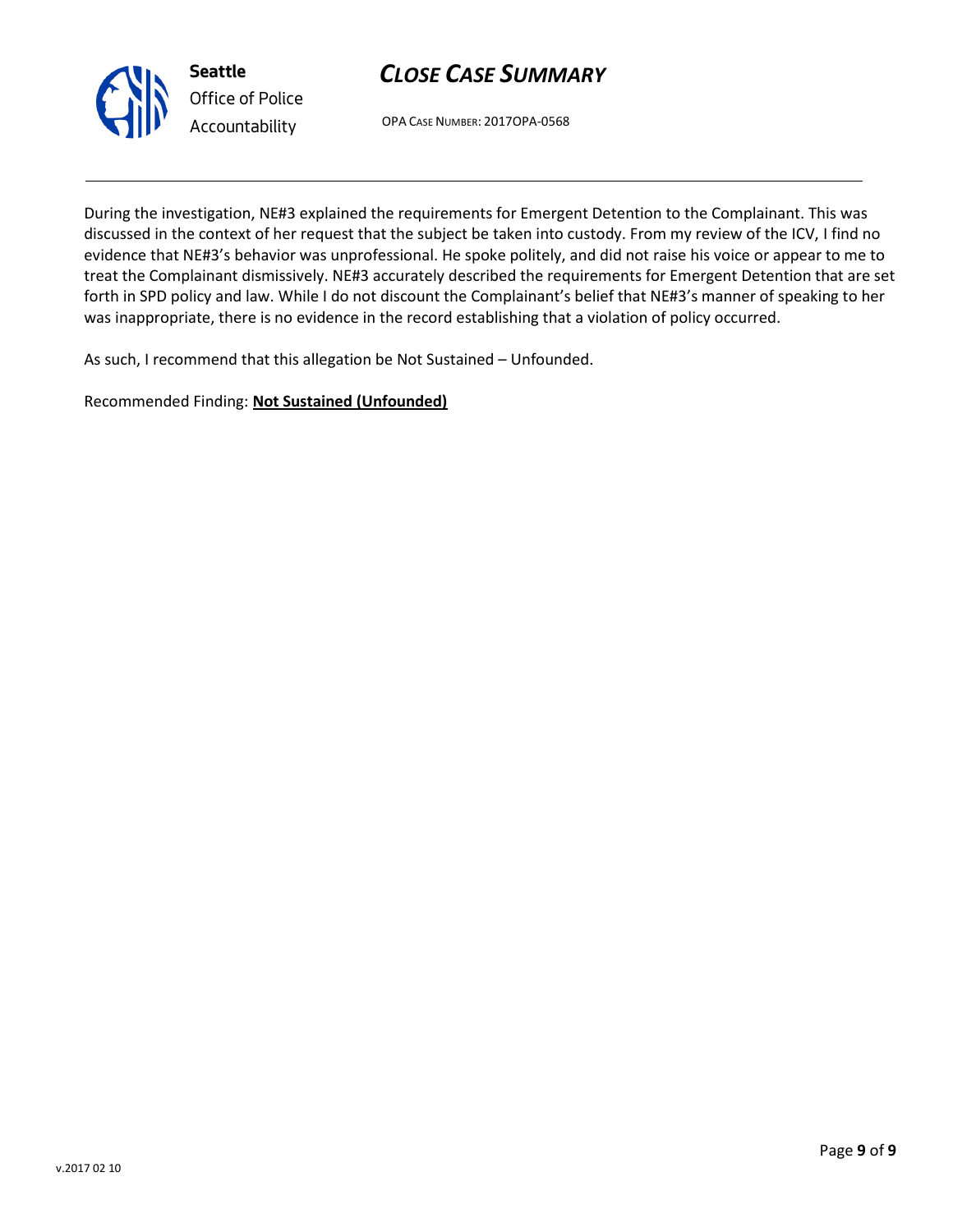During the investigation, NE#3 explained the requirements for Emergent Detention to the Complainant. This was discussed in the context of her request that the subject be taken into custody. From my review of the ICV, I find no evidence that NE#3's behavior was unprofessional. He spoke politely, and did not raise his voice or appear to me to treat the Complainant dismissively. NE#3 accurately described the requirements for Emergent Detention that are set forth in SPD policy and law. While I do not discount the Complainant's belief that NE#3's manner of speaking to her was inappropriate, there is no evidence in the record establishing that a violation of policy occurred.

As such, I recommend that this allegation be Not Sustained – Unfounded.

Recommended Finding: **Not Sustained (Unfounded)**